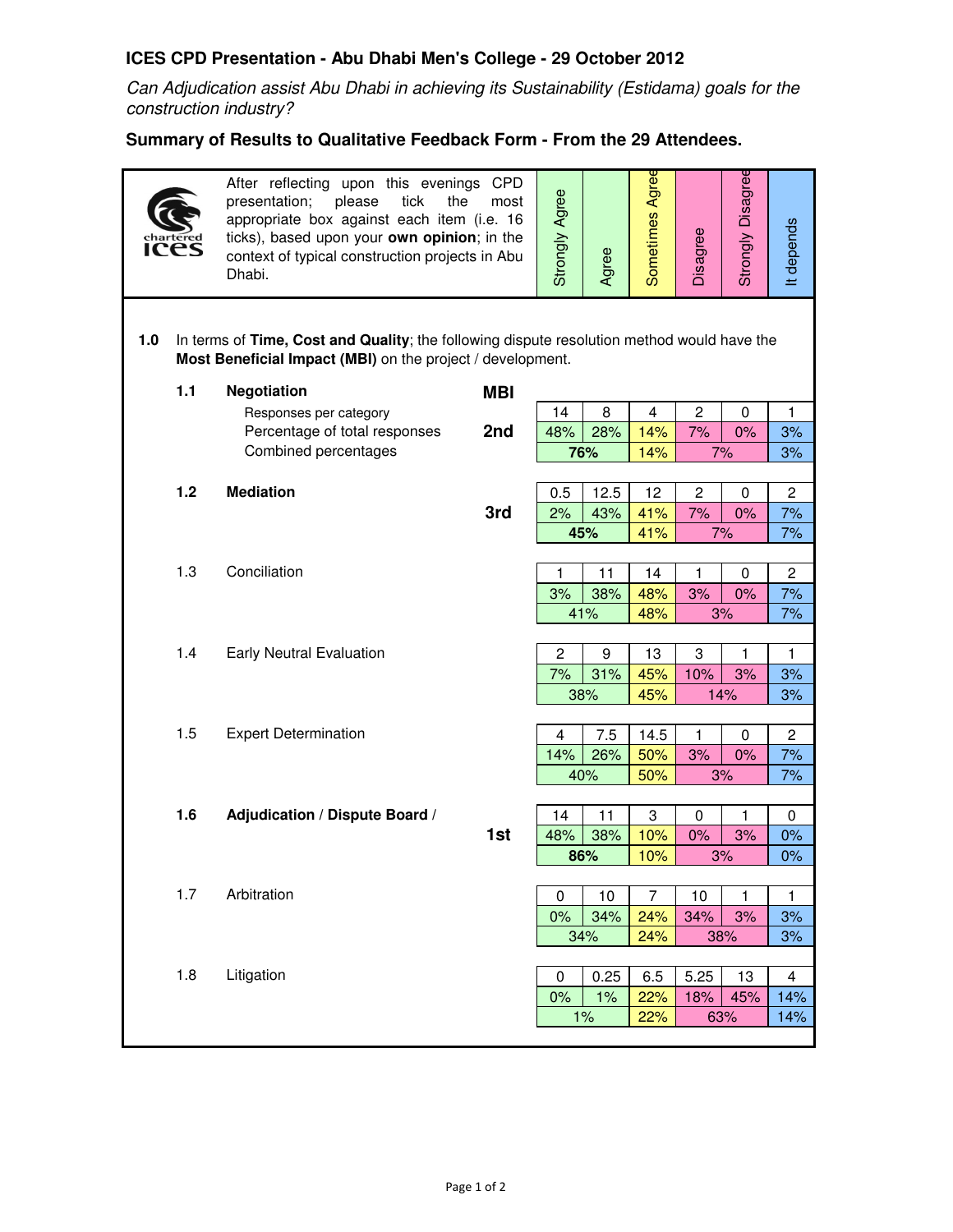## ICES CPD Presentation - Abu Dhabi Men's College - 29 October 2012

*Can Adjudication assist Abu Dhabi in achieving its Sustainability (Estidama) goals for the construction industry?*

**Summary of Results to Qualitative Feedback Form - From the 29 Attendees.**

chartered ICES

After reflecting upon this evenings CPD presentation; please tick the most appropriate box against each item (i.e. 16 ticks), based upon your **own opinion**; in the context of typical construction projects in Abu Dhabi.

**1.0** In terms of **Time, Cost and Quality**; the following dispute resolution method would have the **Most Beneficial Impact (MBI)** on the project / development.

| No. | Method | | MBI | Strongly Agree | Agree | Sometimes Agree | Disagree | Strongly Disagree | It depends |
|---|---|---|---|---|---|---|---|---|---|
| **1.1** | **Negotiation** | Responses per category | | 14 | 8 | 4 | 2 | 0 | 1 |
| | | Percentage of total responses | **2nd** | 48% | 28% | 14% | 7% | 0% | 3% |
| | | Combined percentages | | **76%** | | 14% | 7% | | 3% |
| **1.2** | **Mediation** | | | 0.5 | 12.5 | 12 | 2 | 0 | 2 |
| | | | **3rd** | 2% | 43% | 41% | 7% | 0% | 7% |
| | | | | **45%** | | 41% | 7% | | 7% |
| 1.3 | Conciliation | | | 1 | 11 | 14 | 1 | 0 | 2 |
| | | | | 3% | 38% | 48% | 3% | 0% | 7% |
| | | | | 41% | | 48% | 3% | | 7% |
| 1.4 | Early Neutral Evaluation | | | 2 | 9 | 13 | 3 | 1 | 1 |
| | | | | 7% | 31% | 45% | 10% | 3% | 3% |
| | | | | 38% | | 45% | 14% | | 3% |
| 1.5 | Expert Determination | | | 4 | 7.5 | 14.5 | 1 | 0 | 2 |
| | | | | 14% | 26% | 50% | 3% | 0% | 7% |
| | | | | 40% | | 50% | 3% | | 7% |
| **1.6** | **Adjudication / Dispute Board /** | | | 14 | 11 | 3 | 0 | 1 | 0 |
| | | | **1st** | 48% | 38% | 10% | 0% | 3% | 0% |
| | | | | **86%** | | 10% | 3% | | 0% |
| 1.7 | Arbitration | | | 0 | 10 | 7 | 10 | 1 | 1 |
| | | | | 0% | 34% | 24% | 34% | 3% | 3% |
| | | | | 34% | | 24% | 38% | | 3% |
| 1.8 | Litigation | | | 0 | 0.25 | 6.5 | 5.25 | 13 | 4 |
| | | | | 0% | 1% | 22% | 18% | 45% | 14% |
| | | | | 1% | | 22% | 63% | | 14% |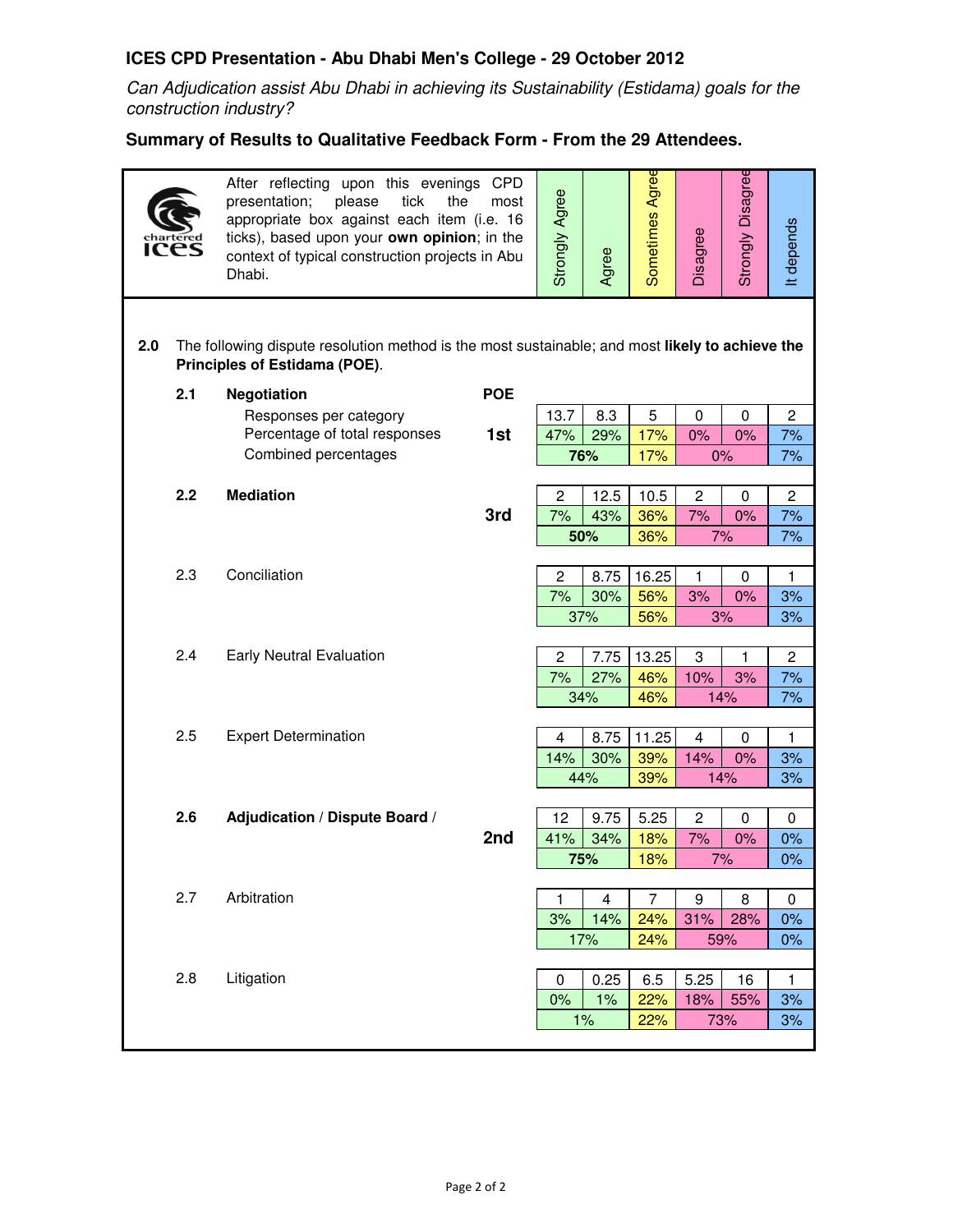## ICES CPD Presentation - Abu Dhabi Men's College - 29 October 2012

*Can Adjudication assist Abu Dhabi in achieving its Sustainability (Estidama) goals for the construction industry?*

**Summary of Results to Qualitative Feedback Form - From the 29 Attendees.**

chartered ICES

After reflecting upon this evenings CPD presentation; please tick the most appropriate box against each item (i.e. 16 ticks), based upon your **own opinion**; in the context of typical construction projects in Abu Dhabi.

**2.0** The following dispute resolution method is the most sustainable; and most **likely to achieve the Principles of Estidama (POE)**.

| No. | Method | POE | Row | Strongly Agree | Agree | Sometimes Agree | Disagree | Strongly Disagree | It depends |
|---|---|---|---|---|---|---|---|---|---|
| **2.1** | **Negotiation** | **1st** | Responses per category | 13.7 | 8.3 | 5 | 0 | 0 | 2 |
| | | | Percentage of total responses | 47% | 29% | 17% | 0% | 0% | 7% |
| | | | Combined percentages | **76%** | | 17% | 0% | | 7% |
| **2.2** | **Mediation** | **3rd** | Responses per category | 2 | 12.5 | 10.5 | 2 | 0 | 2 |
| | | | Percentage of total responses | 7% | 43% | 36% | 7% | 0% | 7% |
| | | | Combined percentages | **50%** | | 36% | 7% | | 7% |
| 2.3 | Conciliation | | Responses per category | 2 | 8.75 | 16.25 | 1 | 0 | 1 |
| | | | Percentage of total responses | 7% | 30% | 56% | 3% | 0% | 3% |
| | | | Combined percentages | 37% | | 56% | 3% | | 3% |
| 2.4 | Early Neutral Evaluation | | Responses per category | 2 | 7.75 | 13.25 | 3 | 1 | 2 |
| | | | Percentage of total responses | 7% | 27% | 46% | 10% | 3% | 7% |
| | | | Combined percentages | 34% | | 46% | 14% | | 7% |
| 2.5 | Expert Determination | | Responses per category | 4 | 8.75 | 11.25 | 4 | 0 | 1 |
| | | | Percentage of total responses | 14% | 30% | 39% | 14% | 0% | 3% |
| | | | Combined percentages | 44% | | 39% | 14% | | 3% |
| **2.6** | **Adjudication / Dispute Board /** | **2nd** | Responses per category | 12 | 9.75 | 5.25 | 2 | 0 | 0 |
| | | | Percentage of total responses | 41% | 34% | 18% | 7% | 0% | 0% |
| | | | Combined percentages | **75%** | | 18% | 7% | | 0% |
| 2.7 | Arbitration | | Responses per category | 1 | 4 | 7 | 9 | 8 | 0 |
| | | | Percentage of total responses | 3% | 14% | 24% | 31% | 28% | 0% |
| | | | Combined percentages | 17% | | 24% | 59% | | 0% |
| 2.8 | Litigation | | Responses per category | 0 | 0.25 | 6.5 | 5.25 | 16 | 1 |
| | | | Percentage of total responses | 0% | 1% | 22% | 18% | 55% | 3% |
| | | | Combined percentages | 1% | | 22% | 73% | | 3% |